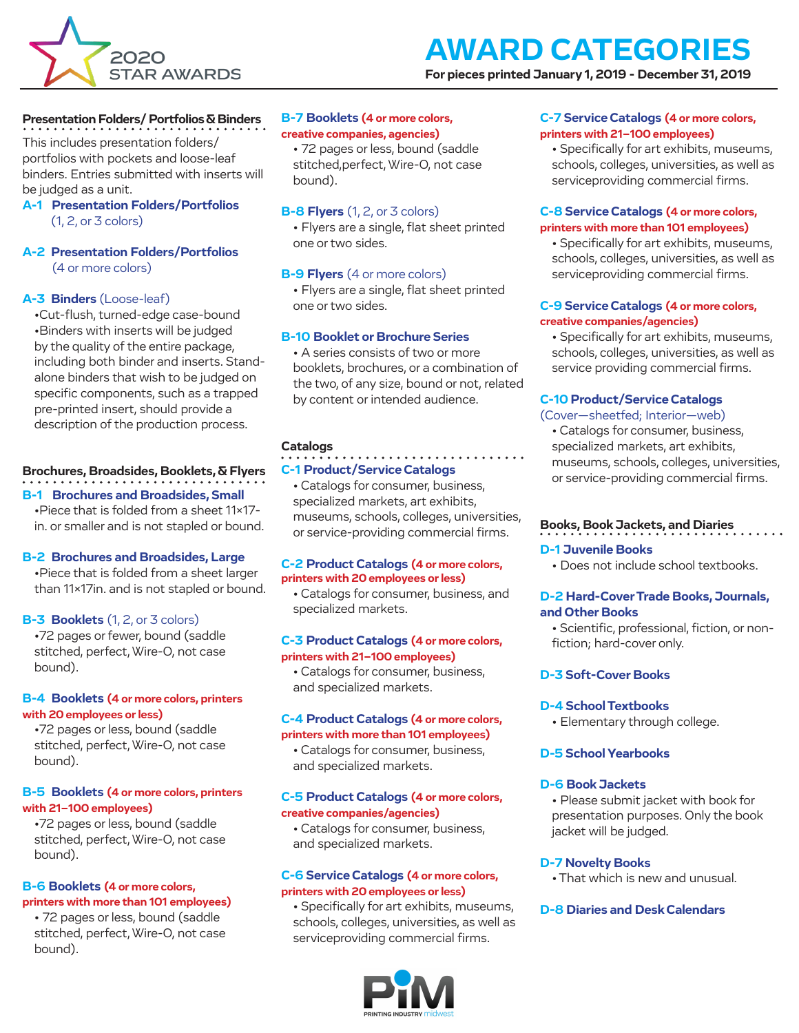2020 STAR AWARDS

# AWARD CATEGORIES

**For pieces printed January 1, 2019 - December 31, 2019**

## Presentation Folders/ Portfolios & Binders

This includes presentation folders/ portfolios with pockets and loose-leaf binders. Entries submitted with inserts will be judged as a unit.

**A-1 Presentation Folders/Portfolios** (1, 2, or 3 colors)

**A-2 Presentation Folders/Portfolios** (4 or more colors)

**A-3 Binders** (Loose-leaf)
- Cut-flush, turned-edge case-bound
- Binders with inserts will be judged by the quality of the entire package, including both binder and inserts. Stand-alone binders that wish to be judged on specific components, such as a trapped pre-printed insert, should provide a description of the production process.

## Brochures, Broadsides, Booklets, & Flyers

**B-1 Brochures and Broadsides, Small**
- Piece that is folded from a sheet 11×17-in. or smaller and is not stapled or bound.

**B-2 Brochures and Broadsides, Large**
- Piece that is folded from a sheet larger than 11×17in. and is not stapled or bound.

**B-3 Booklets** (1, 2, or 3 colors)
- 72 pages or fewer, bound (saddle stitched, perfect, Wire-O, not case bound).

**B-4 Booklets (4 or more colors, printers with 20 employees or less)**
- 72 pages or less, bound (saddle stitched, perfect, Wire-O, not case bound).

**B-5 Booklets (4 or more colors, printers with 21–100 employees)**
- 72 pages or less, bound (saddle stitched, perfect, Wire-O, not case bound).

**B-6 Booklets (4 or more colors, printers with more than 101 employees)**
- 72 pages or less, bound (saddle stitched, perfect, Wire-O, not case bound).

**B-7 Booklets (4 or more colors, creative companies, agencies)**
- 72 pages or less, bound (saddle stitched,perfect, Wire-O, not case bound).

**B-8 Flyers** (1, 2, or 3 colors)
- Flyers are a single, flat sheet printed one or two sides.

**B-9 Flyers** (4 or more colors)
- Flyers are a single, flat sheet printed one or two sides.

**B-10 Booklet or Brochure Series**
- A series consists of two or more booklets, brochures, or a combination of the two, of any size, bound or not, related by content or intended audience.

## Catalogs

**C-1 Product/Service Catalogs**
- Catalogs for consumer, business, specialized markets, art exhibits, museums, schools, colleges, universities, or service-providing commercial firms.

**C-2 Product Catalogs (4 or more colors, printers with 20 employees or less)**
- Catalogs for consumer, business, and specialized markets.

**C-3 Product Catalogs (4 or more colors, printers with 21–100 employees)**
- Catalogs for consumer, business, and specialized markets.

**C-4 Product Catalogs (4 or more colors, printers with more than 101 employees)**
- Catalogs for consumer, business, and specialized markets.

**C-5 Product Catalogs (4 or more colors, creative companies/agencies)**
- Catalogs for consumer, business, and specialized markets.

**C-6 Service Catalogs (4 or more colors, printers with 20 employees or less)**
- Specifically for art exhibits, museums, schools, colleges, universities, as well as serviceproviding commercial firms.

**C-7 Service Catalogs (4 or more colors, printers with 21–100 employees)**
- Specifically for art exhibits, museums, schools, colleges, universities, as well as serviceproviding commercial firms.

**C-8 Service Catalogs (4 or more colors, printers with more than 101 employees)**
- Specifically for art exhibits, museums, schools, colleges, universities, as well as serviceproviding commercial firms.

**C-9 Service Catalogs (4 or more colors, creative companies/agencies)**
- Specifically for art exhibits, museums, schools, colleges, universities, as well as service providing commercial firms.

**C-10 Product/Service Catalogs** (Cover—sheetfed; Interior—web)
- Catalogs for consumer, business, specialized markets, art exhibits, museums, schools, colleges, universities, or service-providing commercial firms.

## Books, Book Jackets, and Diaries

**D-1 Juvenile Books**
- Does not include school textbooks.

**D-2 Hard-Cover Trade Books, Journals, and Other Books**
- Scientific, professional, fiction, or non-fiction; hard-cover only.

**D-3 Soft-Cover Books**

**D-4 School Textbooks**
- Elementary through college.

**D-5 School Yearbooks**

**D-6 Book Jackets**
- Please submit jacket with book for presentation purposes. Only the book jacket will be judged.

**D-7 Novelty Books**
- That which is new and unusual.

**D-8 Diaries and Desk Calendars**

PIM PRINTING INDUSTRY midwest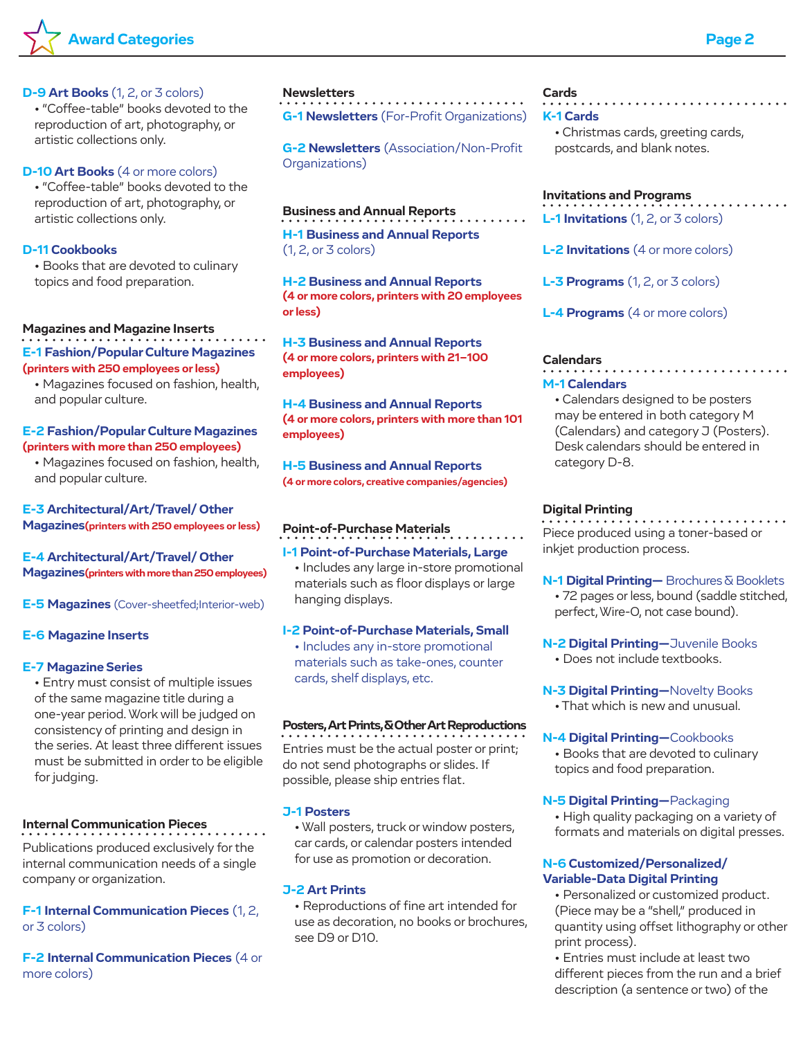## Award Categories

**D-9 Art Books** (1, 2, or 3 colors)
- "Coffee-table" books devoted to the reproduction of art, photography, or artistic collections only.

**D-10 Art Books** (4 or more colors)
- "Coffee-table" books devoted to the reproduction of art, photography, or artistic collections only.

**D-11 Cookbooks**
- Books that are devoted to culinary topics and food preparation.

### Magazines and Magazine Inserts

**E-1 Fashion/Popular Culture Magazines** **(printers with 250 employees or less)**
- Magazines focused on fashion, health, and popular culture.

**E-2 Fashion/Popular Culture Magazines** **(printers with more than 250 employees)**
- Magazines focused on fashion, health, and popular culture.

**E-3 Architectural/Art/Travel/ Other Magazines** **(printers with 250 employees or less)**

**E-4 Architectural/Art/Travel/ Other Magazines** **(printers with more than 250 employees)**

**E-5 Magazines** (Cover-sheetfed;Interior-web)

**E-6 Magazine Inserts**

**E-7 Magazine Series**
- Entry must consist of multiple issues of the same magazine title during a one-year period. Work will be judged on consistency of printing and design in the series. At least three different issues must be submitted in order to be eligible for judging.

### Internal Communication Pieces

Publications produced exclusively for the internal communication needs of a single company or organization.

**F-1 Internal Communication Pieces** (1, 2, or 3 colors)

**F-2 Internal Communication Pieces** (4 or more colors)

### Newsletters

**G-1 Newsletters** (For-Profit Organizations)

**G-2 Newsletters** (Association/Non-Profit Organizations)

### Business and Annual Reports

**H-1 Business and Annual Reports** (1, 2, or 3 colors)

**H-2 Business and Annual Reports** **(4 or more colors, printers with 20 employees or less)**

**H-3 Business and Annual Reports** **(4 or more colors, printers with 21–100 employees)**

**H-4 Business and Annual Reports** **(4 or more colors, printers with more than 101 employees)**

**H-5 Business and Annual Reports** **(4 or more colors, creative companies/agencies)**

### Point-of-Purchase Materials

**I-1 Point-of-Purchase Materials, Large**
- Includes any large in-store promotional materials such as floor displays or large hanging displays.

**I-2 Point-of-Purchase Materials, Small**
- Includes any in-store promotional materials such as take-ones, counter cards, shelf displays, etc.

### Posters, Art Prints, & Other Art Reproductions

Entries must be the actual poster or print; do not send photographs or slides. If possible, please ship entries flat.

**J-1 Posters**
- Wall posters, truck or window posters, car cards, or calendar posters intended for use as promotion or decoration.

**J-2 Art Prints**
- Reproductions of fine art intended for use as decoration, no books or brochures, see D9 or D10.

### Cards

**K-1 Cards**
- Christmas cards, greeting cards, postcards, and blank notes.

### Invitations and Programs

**L-1 Invitations** (1, 2, or 3 colors)

**L-2 Invitations** (4 or more colors)

**L-3 Programs** (1, 2, or 3 colors)

**L-4 Programs** (4 or more colors)

### Calendars

**M-1 Calendars**
- Calendars designed to be posters may be entered in both category M (Calendars) and category J (Posters). Desk calendars should be entered in category D-8.

### Digital Printing

Piece produced using a toner-based or inkjet production process.

**N-1 Digital Printing—** Brochures & Booklets
- 72 pages or less, bound (saddle stitched, perfect, Wire-O, not case bound).

**N-2 Digital Printing—**Juvenile Books
- Does not include textbooks.

**N-3 Digital Printing—**Novelty Books
- That which is new and unusual.

**N-4 Digital Printing—**Cookbooks
- Books that are devoted to culinary topics and food preparation.

**N-5 Digital Printing—**Packaging
- High quality packaging on a variety of formats and materials on digital presses.

**N-6 Customized/Personalized/ Variable-Data Digital Printing**
- Personalized or customized product. (Piece may be a "shell," produced in quantity using offset lithography or other print process).
- Entries must include at least two different pieces from the run and a brief description (a sentence or two) of the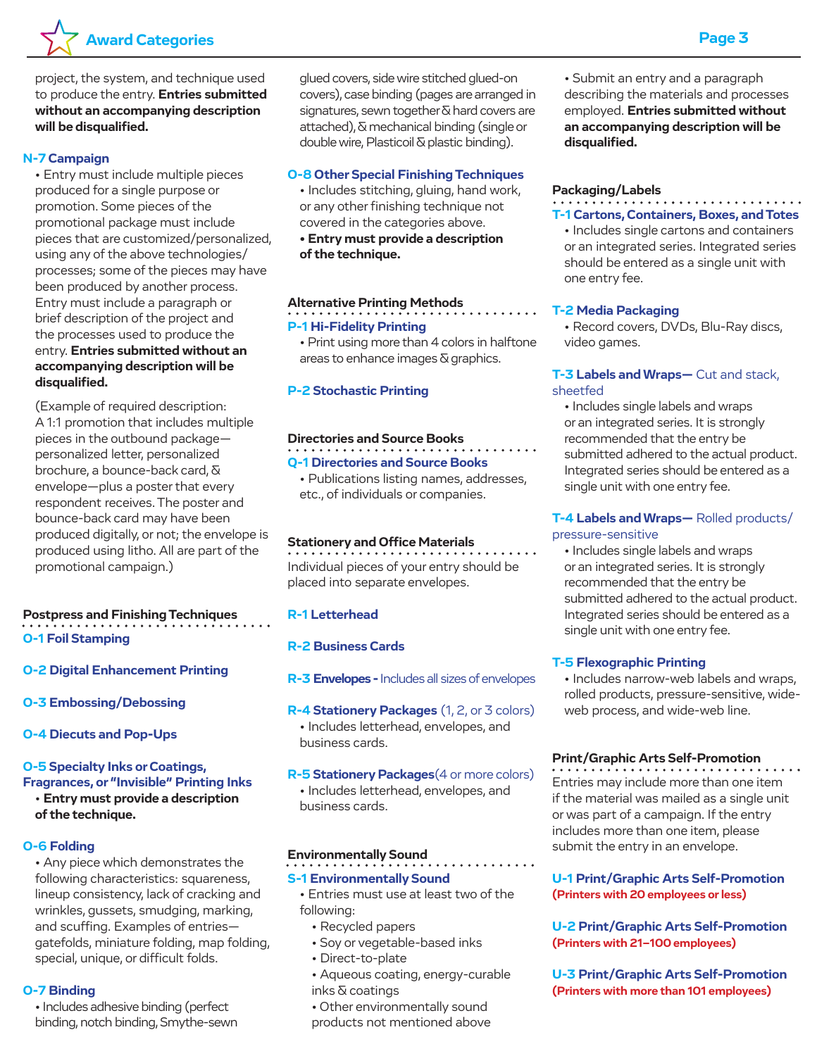project, the system, and technique used to produce the entry. **Entries submitted without an accompanying description will be disqualified.**

### N-7 Campaign

- Entry must include multiple pieces produced for a single purpose or promotion. Some pieces of the promotional package must include pieces that are customized/personalized, using any of the above technologies/processes; some of the pieces may have been produced by another process. Entry must include a paragraph or brief description of the project and the processes used to produce the entry. **Entries submitted without an accompanying description will be disqualified.**

(Example of required description: A 1:1 promotion that includes multiple pieces in the outbound package—personalized letter, personalized brochure, a bounce-back card, & envelope—plus a poster that every respondent receives. The poster and bounce-back card may have been produced digitally, or not; the envelope is produced using litho. All are part of the promotional campaign.)

## Postpress and Finishing Techniques

### O-1 Foil Stamping

### O-2 Digital Enhancement Printing

### O-3 Embossing/Debossing

### O-4 Diecuts and Pop-Ups

### O-5 Specialty Inks or Coatings, Fragrances, or "Invisible" Printing Inks

- **Entry must provide a description of the technique.**

### O-6 Folding

- Any piece which demonstrates the following characteristics: squareness, lineup consistency, lack of cracking and wrinkles, gussets, smudging, marking, and scuffing. Examples of entries—gatefolds, miniature folding, map folding, special, unique, or difficult folds.

### O-7 Binding

- Includes adhesive binding (perfect binding, notch binding, Smythe-sewn glued covers, side wire stitched glued-on covers), case binding (pages are arranged in signatures, sewn together & hard covers are attached), & mechanical binding (single or double wire, Plasticoil & plastic binding).

### O-8 Other Special Finishing Techniques

- Includes stitching, gluing, hand work, or any other finishing technique not covered in the categories above.
- **Entry must provide a description of the technique.**

## Alternative Printing Methods

### P-1 Hi-Fidelity Printing

- Print using more than 4 colors in halftone areas to enhance images & graphics.

### P-2 Stochastic Printing

## Directories and Source Books

### Q-1 Directories and Source Books

- Publications listing names, addresses, etc., of individuals or companies.

## Stationery and Office Materials

Individual pieces of your entry should be placed into separate envelopes.

### R-1 Letterhead

### R-2 Business Cards

### R-3 Envelopes - Includes all sizes of envelopes

### R-4 Stationery Packages (1, 2, or 3 colors)

- Includes letterhead, envelopes, and business cards.

### R-5 Stationery Packages (4 or more colors)

- Includes letterhead, envelopes, and business cards.

## Environmentally Sound

### S-1 Environmentally Sound

- Entries must use at least two of the following:
  - Recycled papers
  - Soy or vegetable-based inks
  - Direct-to-plate
  - Aqueous coating, energy-curable inks & coatings
  - Other environmentally sound products not mentioned above
- Submit an entry and a paragraph describing the materials and processes employed. **Entries submitted without an accompanying description will be disqualified.**

## Packaging/Labels

### T-1 Cartons, Containers, Boxes, and Totes

- Includes single cartons and containers or an integrated series. Integrated series should be entered as a single unit with one entry fee.

### T-2 Media Packaging

- Record covers, DVDs, Blu-Ray discs, video games.

### T-3 Labels and Wraps— Cut and stack, sheetfed

- Includes single labels and wraps or an integrated series. It is strongly recommended that the entry be submitted adhered to the actual product. Integrated series should be entered as a single unit with one entry fee.

### T-4 Labels and Wraps— Rolled products/pressure-sensitive

- Includes single labels and wraps or an integrated series. It is strongly recommended that the entry be submitted adhered to the actual product. Integrated series should be entered as a single unit with one entry fee.

### T-5 Flexographic Printing

- Includes narrow-web labels and wraps, rolled products, pressure-sensitive, wide-web process, and wide-web line.

## Print/Graphic Arts Self-Promotion

Entries may include more than one item if the material was mailed as a single unit or was part of a campaign. If the entry includes more than one item, please submit the entry in an envelope.

### U-1 Print/Graphic Arts Self-Promotion

**(Printers with 20 employees or less)**

### U-2 Print/Graphic Arts Self-Promotion

**(Printers with 21–100 employees)**

### U-3 Print/Graphic Arts Self-Promotion

**(Printers with more than 101 employees)**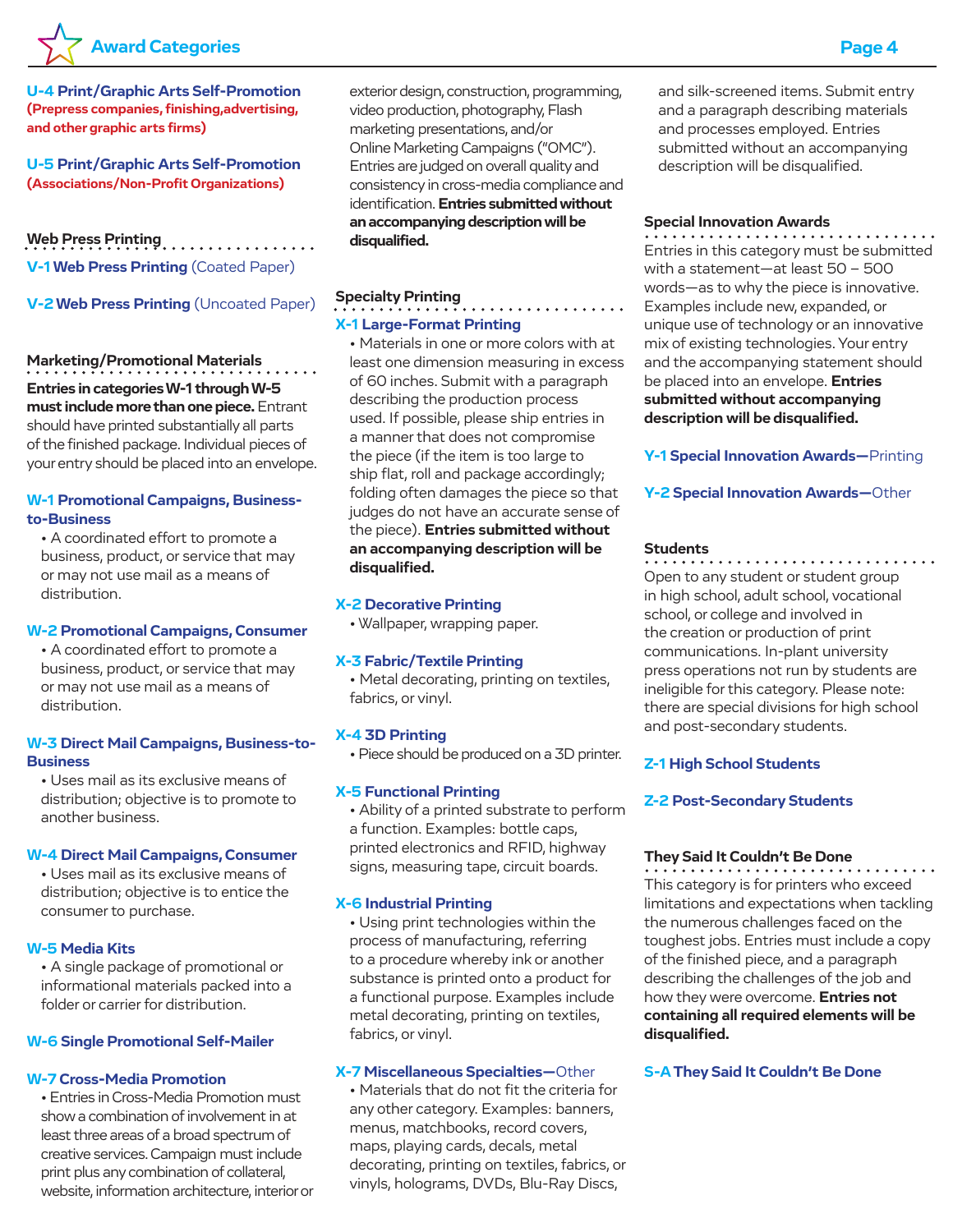## Award Categories

**U-4 Print/Graphic Arts Self-Promotion**
**(Prepress companies, finishing,advertising, and other graphic arts firms)**

**U-5 Print/Graphic Arts Self-Promotion**
**(Associations/Non-Profit Organizations)**

### Web Press Printing

**V-1 Web Press Printing** (Coated Paper)

**V-2 Web Press Printing** (Uncoated Paper)

### Marketing/Promotional Materials

**Entries in categories W-1 through W-5 must include more than one piece.** Entrant should have printed substantially all parts of the finished package. Individual pieces of your entry should be placed into an envelope.

**W-1 Promotional Campaigns, Business-to-Business**
- A coordinated effort to promote a business, product, or service that may or may not use mail as a means of distribution.

**W-2 Promotional Campaigns, Consumer**
- A coordinated effort to promote a business, product, or service that may or may not use mail as a means of distribution.

**W-3 Direct Mail Campaigns, Business-to-Business**
- Uses mail as its exclusive means of distribution; objective is to promote to another business.

**W-4 Direct Mail Campaigns, Consumer**
- Uses mail as its exclusive means of distribution; objective is to entice the consumer to purchase.

**W-5 Media Kits**
- A single package of promotional or informational materials packed into a folder or carrier for distribution.

**W-6 Single Promotional Self-Mailer**

**W-7 Cross-Media Promotion**
- Entries in Cross-Media Promotion must show a combination of involvement in at least three areas of a broad spectrum of creative services. Campaign must include print plus any combination of collateral, website, information architecture, interior or exterior design, construction, programming, video production, photography, Flash marketing presentations, and/or Online Marketing Campaigns ("OMC"). Entries are judged on overall quality and consistency in cross-media compliance and identification. **Entries submitted without an accompanying description will be disqualified.**

### Specialty Printing

**X-1 Large-Format Printing**
- Materials in one or more colors with at least one dimension measuring in excess of 60 inches. Submit with a paragraph describing the production process used. If possible, please ship entries in a manner that does not compromise the piece (if the item is too large to ship flat, roll and package accordingly; folding often damages the piece so that judges do not have an accurate sense of the piece). **Entries submitted without an accompanying description will be disqualified.**

**X-2 Decorative Printing**
- Wallpaper, wrapping paper.

**X-3 Fabric/Textile Printing**
- Metal decorating, printing on textiles, fabrics, or vinyl.

**X-4 3D Printing**
- Piece should be produced on a 3D printer.

**X-5 Functional Printing**
- Ability of a printed substrate to perform a function. Examples: bottle caps, printed electronics and RFID, highway signs, measuring tape, circuit boards.

**X-6 Industrial Printing**
- Using print technologies within the process of manufacturing, referring to a procedure whereby ink or another substance is printed onto a product for a functional purpose. Examples include metal decorating, printing on textiles, fabrics, or vinyl.

**X-7 Miscellaneous Specialties—**Other
- Materials that do not fit the criteria for any other category. Examples: banners, menus, matchbooks, record covers, maps, playing cards, decals, metal decorating, printing on textiles, fabrics, or vinyls, holograms, DVDs, Blu-Ray Discs, and silk-screened items. Submit entry and a paragraph describing materials and processes employed. Entries submitted without an accompanying description will be disqualified.

### Special Innovation Awards

Entries in this category must be submitted with a statement—at least 50 – 500 words—as to why the piece is innovative. Examples include new, expanded, or unique use of technology or an innovative mix of existing technologies. Your entry and the accompanying statement should be placed into an envelope. **Entries submitted without accompanying description will be disqualified.**

**Y-1 Special Innovation Awards—**Printing

**Y-2 Special Innovation Awards—**Other

### Students

Open to any student or student group in high school, adult school, vocational school, or college and involved in the creation or production of print communications. In-plant university press operations not run by students are ineligible for this category. Please note: there are special divisions for high school and post-secondary students.

**Z-1 High School Students**

**Z-2 Post-Secondary Students**

### They Said It Couldn't Be Done

This category is for printers who exceed limitations and expectations when tackling the numerous challenges faced on the toughest jobs. Entries must include a copy of the finished piece, and a paragraph describing the challenges of the job and how they were overcome. **Entries not containing all required elements will be disqualified.**

**S-A They Said It Couldn't Be Done**